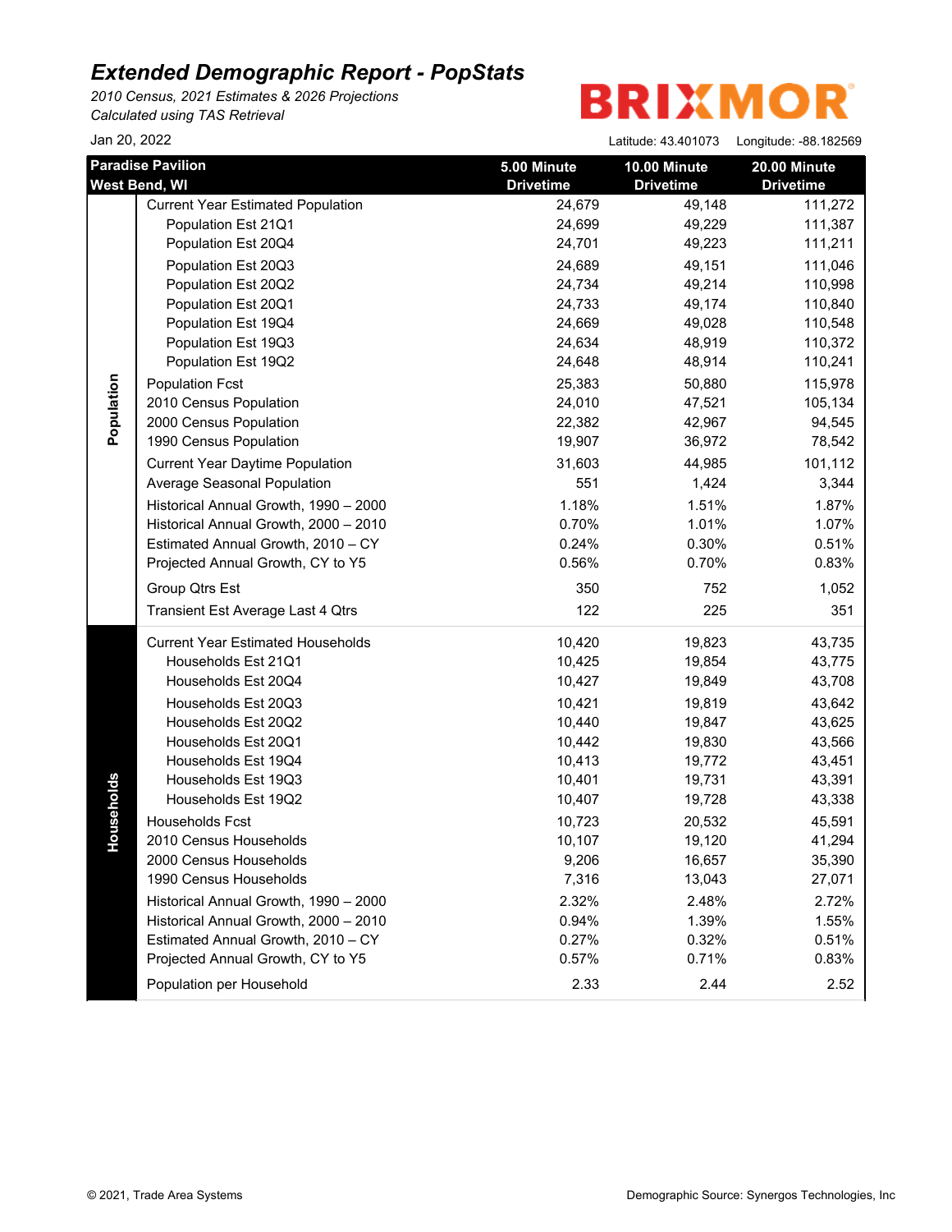# Extended Demographic Report - PopStats

*2010 Census, 2021 Estimates & 2026 Projections*
*Calculated using TAS Retrieval*

BRIXMOR

Jan 20, 2022

Latitude: 43.401073 Longitude: -88.182569

| | Paradise Pavilion West Bend, WI | 5.00 Minute Drivetime | 10.00 Minute Drivetime | 20.00 Minute Drivetime |
|---|---|---|---|---|
| Population | Current Year Estimated Population | 24,679 | 49,148 | 111,272 |
| | Population Est 21Q1 | 24,699 | 49,229 | 111,387 |
| | Population Est 20Q4 | 24,701 | 49,223 | 111,211 |
| | Population Est 20Q3 | 24,689 | 49,151 | 111,046 |
| | Population Est 20Q2 | 24,734 | 49,214 | 110,998 |
| | Population Est 20Q1 | 24,733 | 49,174 | 110,840 |
| | Population Est 19Q4 | 24,669 | 49,028 | 110,548 |
| | Population Est 19Q3 | 24,634 | 48,919 | 110,372 |
| | Population Est 19Q2 | 24,648 | 48,914 | 110,241 |
| | Population Fcst | 25,383 | 50,880 | 115,978 |
| | 2010 Census Population | 24,010 | 47,521 | 105,134 |
| | 2000 Census Population | 22,382 | 42,967 | 94,545 |
| | 1990 Census Population | 19,907 | 36,972 | 78,542 |
| | Current Year Daytime Population | 31,603 | 44,985 | 101,112 |
| | Average Seasonal Population | 551 | 1,424 | 3,344 |
| | Historical Annual Growth, 1990 – 2000 | 1.18% | 1.51% | 1.87% |
| | Historical Annual Growth, 2000 – 2010 | 0.70% | 1.01% | 1.07% |
| | Estimated Annual Growth, 2010 – CY | 0.24% | 0.30% | 0.51% |
| | Projected Annual Growth, CY to Y5 | 0.56% | 0.70% | 0.83% |
| | Group Qtrs Est | 350 | 752 | 1,052 |
| | Transient Est Average Last 4 Qtrs | 122 | 225 | 351 |
| Households | Current Year Estimated Households | 10,420 | 19,823 | 43,735 |
| | Households Est 21Q1 | 10,425 | 19,854 | 43,775 |
| | Households Est 20Q4 | 10,427 | 19,849 | 43,708 |
| | Households Est 20Q3 | 10,421 | 19,819 | 43,642 |
| | Households Est 20Q2 | 10,440 | 19,847 | 43,625 |
| | Households Est 20Q1 | 10,442 | 19,830 | 43,566 |
| | Households Est 19Q4 | 10,413 | 19,772 | 43,451 |
| | Households Est 19Q3 | 10,401 | 19,731 | 43,391 |
| | Households Est 19Q2 | 10,407 | 19,728 | 43,338 |
| | Households Fcst | 10,723 | 20,532 | 45,591 |
| | 2010 Census Households | 10,107 | 19,120 | 41,294 |
| | 2000 Census Households | 9,206 | 16,657 | 35,390 |
| | 1990 Census Households | 7,316 | 13,043 | 27,071 |
| | Historical Annual Growth, 1990 – 2000 | 2.32% | 2.48% | 2.72% |
| | Historical Annual Growth, 2000 – 2010 | 0.94% | 1.39% | 1.55% |
| | Estimated Annual Growth, 2010 – CY | 0.27% | 0.32% | 0.51% |
| | Projected Annual Growth, CY to Y5 | 0.57% | 0.71% | 0.83% |
| | Population per Household | 2.33 | 2.44 | 2.52 |

© 2021, Trade Area Systems

Demographic Source: Synergos Technologies, Inc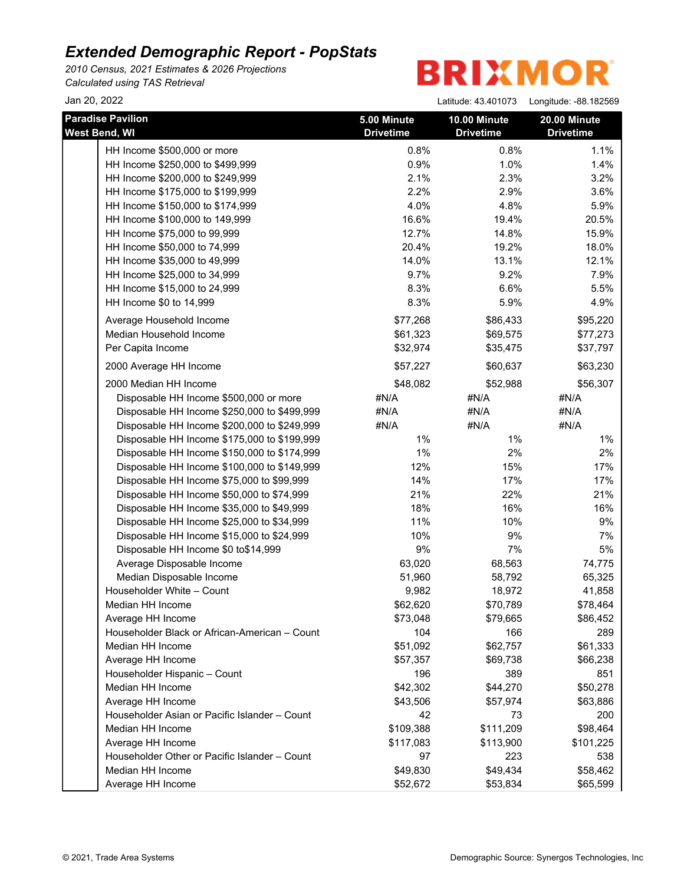# Extended Demographic Report - PopStats

*2010 Census, 2021 Estimates & 2026 Projections*
*Calculated using TAS Retrieval*

BRIXMOR

Jan 20, 2022

Latitude: 43.401073 Longitude: -88.182569

| Paradise Pavilion West Bend, WI | 5.00 Minute Drivetime | 10.00 Minute Drivetime | 20.00 Minute Drivetime |
|---|---|---|---|
| HH Income $500,000 or more | 0.8% | 0.8% | 1.1% |
| HH Income $250,000 to $499,999 | 0.9% | 1.0% | 1.4% |
| HH Income $200,000 to $249,999 | 2.1% | 2.3% | 3.2% |
| HH Income $175,000 to $199,999 | 2.2% | 2.9% | 3.6% |
| HH Income $150,000 to $174,999 | 4.0% | 4.8% | 5.9% |
| HH Income $100,000 to 149,999 | 16.6% | 19.4% | 20.5% |
| HH Income $75,000 to 99,999 | 12.7% | 14.8% | 15.9% |
| HH Income $50,000 to 74,999 | 20.4% | 19.2% | 18.0% |
| HH Income $35,000 to 49,999 | 14.0% | 13.1% | 12.1% |
| HH Income $25,000 to 34,999 | 9.7% | 9.2% | 7.9% |
| HH Income $15,000 to 24,999 | 8.3% | 6.6% | 5.5% |
| HH Income $0 to 14,999 | 8.3% | 5.9% | 4.9% |
| Average Household Income | $77,268 | $86,433 | $95,220 |
| Median Household Income | $61,323 | $69,575 | $77,273 |
| Per Capita Income | $32,974 | $35,475 | $37,797 |
| 2000 Average HH Income | $57,227 | $60,637 | $63,230 |
| 2000 Median HH Income | $48,082 | $52,988 | $56,307 |
| Disposable HH Income $500,000 or more | #N/A | #N/A | #N/A |
| Disposable HH Income $250,000 to $499,999 | #N/A | #N/A | #N/A |
| Disposable HH Income $200,000 to $249,999 | #N/A | #N/A | #N/A |
| Disposable HH Income $175,000 to $199,999 | 1% | 1% | 1% |
| Disposable HH Income $150,000 to $174,999 | 1% | 2% | 2% |
| Disposable HH Income $100,000 to $149,999 | 12% | 15% | 17% |
| Disposable HH Income $75,000 to $99,999 | 14% | 17% | 17% |
| Disposable HH Income $50,000 to $74,999 | 21% | 22% | 21% |
| Disposable HH Income $35,000 to $49,999 | 18% | 16% | 16% |
| Disposable HH Income $25,000 to $34,999 | 11% | 10% | 9% |
| Disposable HH Income $15,000 to $24,999 | 10% | 9% | 7% |
| Disposable HH Income $0 to$14,999 | 9% | 7% | 5% |
| Average Disposable Income | 63,020 | 68,563 | 74,775 |
| Median Disposable Income | 51,960 | 58,792 | 65,325 |
| Householder White – Count | 9,982 | 18,972 | 41,858 |
| Median HH Income | $62,620 | $70,789 | $78,464 |
| Average HH Income | $73,048 | $79,665 | $86,452 |
| Householder Black or African-American – Count | 104 | 166 | 289 |
| Median HH Income | $51,092 | $62,757 | $61,333 |
| Average HH Income | $57,357 | $69,738 | $66,238 |
| Householder Hispanic – Count | 196 | 389 | 851 |
| Median HH Income | $42,302 | $44,270 | $50,278 |
| Average HH Income | $43,506 | $57,974 | $63,886 |
| Householder Asian or Pacific Islander – Count | 42 | 73 | 200 |
| Median HH Income | $109,388 | $111,209 | $98,464 |
| Average HH Income | $117,083 | $113,900 | $101,225 |
| Householder Other or Pacific Islander – Count | 97 | 223 | 538 |
| Median HH Income | $49,830 | $49,434 | $58,462 |
| Average HH Income | $52,672 | $53,834 | $65,599 |

© 2021, Trade Area Systems

Demographic Source: Synergos Technologies, Inc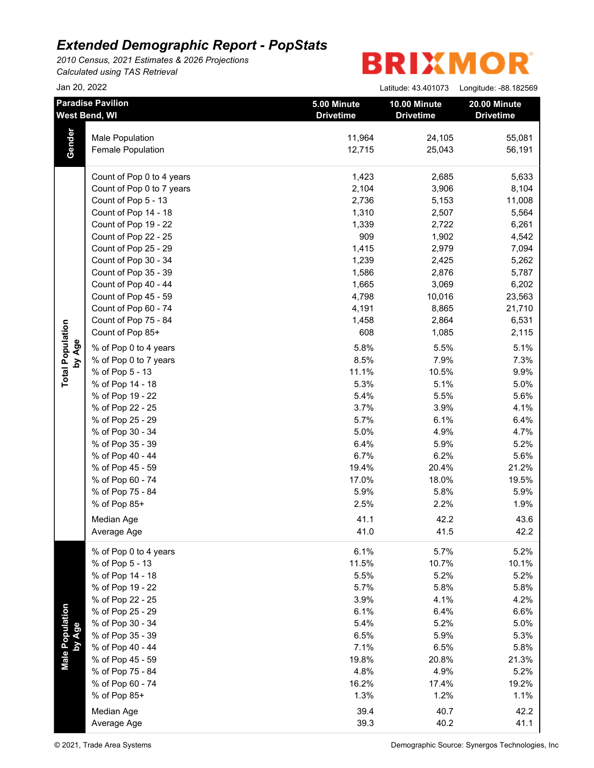# Extended Demographic Report - PopStats

*2010 Census, 2021 Estimates & 2026 Projections*
*Calculated using TAS Retrieval*

BRIXMOR

Jan 20, 2022

Latitude: 43.401073 Longitude: -88.182569

| Paradise Pavilion West Bend, WI | | 5.00 Minute Drivetime | 10.00 Minute Drivetime | 20.00 Minute Drivetime |
|---|---|---|---|---|
| Gender | Male Population | 11,964 | 24,105 | 55,081 |
| | Female Population | 12,715 | 25,043 | 56,191 |
| Total Population by Age | Count of Pop 0 to 4 years | 1,423 | 2,685 | 5,633 |
| | Count of Pop 0 to 7 years | 2,104 | 3,906 | 8,104 |
| | Count of Pop 5 - 13 | 2,736 | 5,153 | 11,008 |
| | Count of Pop 14 - 18 | 1,310 | 2,507 | 5,564 |
| | Count of Pop 19 - 22 | 1,339 | 2,722 | 6,261 |
| | Count of Pop 22 - 25 | 909 | 1,902 | 4,542 |
| | Count of Pop 25 - 29 | 1,415 | 2,979 | 7,094 |
| | Count of Pop 30 - 34 | 1,239 | 2,425 | 5,262 |
| | Count of Pop 35 - 39 | 1,586 | 2,876 | 5,787 |
| | Count of Pop 40 - 44 | 1,665 | 3,069 | 6,202 |
| | Count of Pop 45 - 59 | 4,798 | 10,016 | 23,563 |
| | Count of Pop 60 - 74 | 4,191 | 8,865 | 21,710 |
| | Count of Pop 75 - 84 | 1,458 | 2,864 | 6,531 |
| | Count of Pop 85+ | 608 | 1,085 | 2,115 |
| | % of Pop 0 to 4 years | 5.8% | 5.5% | 5.1% |
| | % of Pop 0 to 7 years | 8.5% | 7.9% | 7.3% |
| | % of Pop 5 - 13 | 11.1% | 10.5% | 9.9% |
| | % of Pop 14 - 18 | 5.3% | 5.1% | 5.0% |
| | % of Pop 19 - 22 | 5.4% | 5.5% | 5.6% |
| | % of Pop 22 - 25 | 3.7% | 3.9% | 4.1% |
| | % of Pop 25 - 29 | 5.7% | 6.1% | 6.4% |
| | % of Pop 30 - 34 | 5.0% | 4.9% | 4.7% |
| | % of Pop 35 - 39 | 6.4% | 5.9% | 5.2% |
| | % of Pop 40 - 44 | 6.7% | 6.2% | 5.6% |
| | % of Pop 45 - 59 | 19.4% | 20.4% | 21.2% |
| | % of Pop 60 - 74 | 17.0% | 18.0% | 19.5% |
| | % of Pop 75 - 84 | 5.9% | 5.8% | 5.9% |
| | % of Pop 85+ | 2.5% | 2.2% | 1.9% |
| | Median Age | 41.1 | 42.2 | 43.6 |
| | Average Age | 41.0 | 41.5 | 42.2 |
| Male Population by Age | % of Pop 0 to 4 years | 6.1% | 5.7% | 5.2% |
| | % of Pop 5 - 13 | 11.5% | 10.7% | 10.1% |
| | % of Pop 14 - 18 | 5.5% | 5.2% | 5.2% |
| | % of Pop 19 - 22 | 5.7% | 5.8% | 5.8% |
| | % of Pop 22 - 25 | 3.9% | 4.1% | 4.2% |
| | % of Pop 25 - 29 | 6.1% | 6.4% | 6.6% |
| | % of Pop 30 - 34 | 5.4% | 5.2% | 5.0% |
| | % of Pop 35 - 39 | 6.5% | 5.9% | 5.3% |
| | % of Pop 40 - 44 | 7.1% | 6.5% | 5.8% |
| | % of Pop 45 - 59 | 19.8% | 20.8% | 21.3% |
| | % of Pop 75 - 84 | 4.8% | 4.9% | 5.2% |
| | % of Pop 60 - 74 | 16.2% | 17.4% | 19.2% |
| | % of Pop 85+ | 1.3% | 1.2% | 1.1% |
| | Median Age | 39.4 | 40.7 | 42.2 |
| | Average Age | 39.3 | 40.2 | 41.1 |

© 2021, Trade Area Systems

Demographic Source: Synergos Technologies, Inc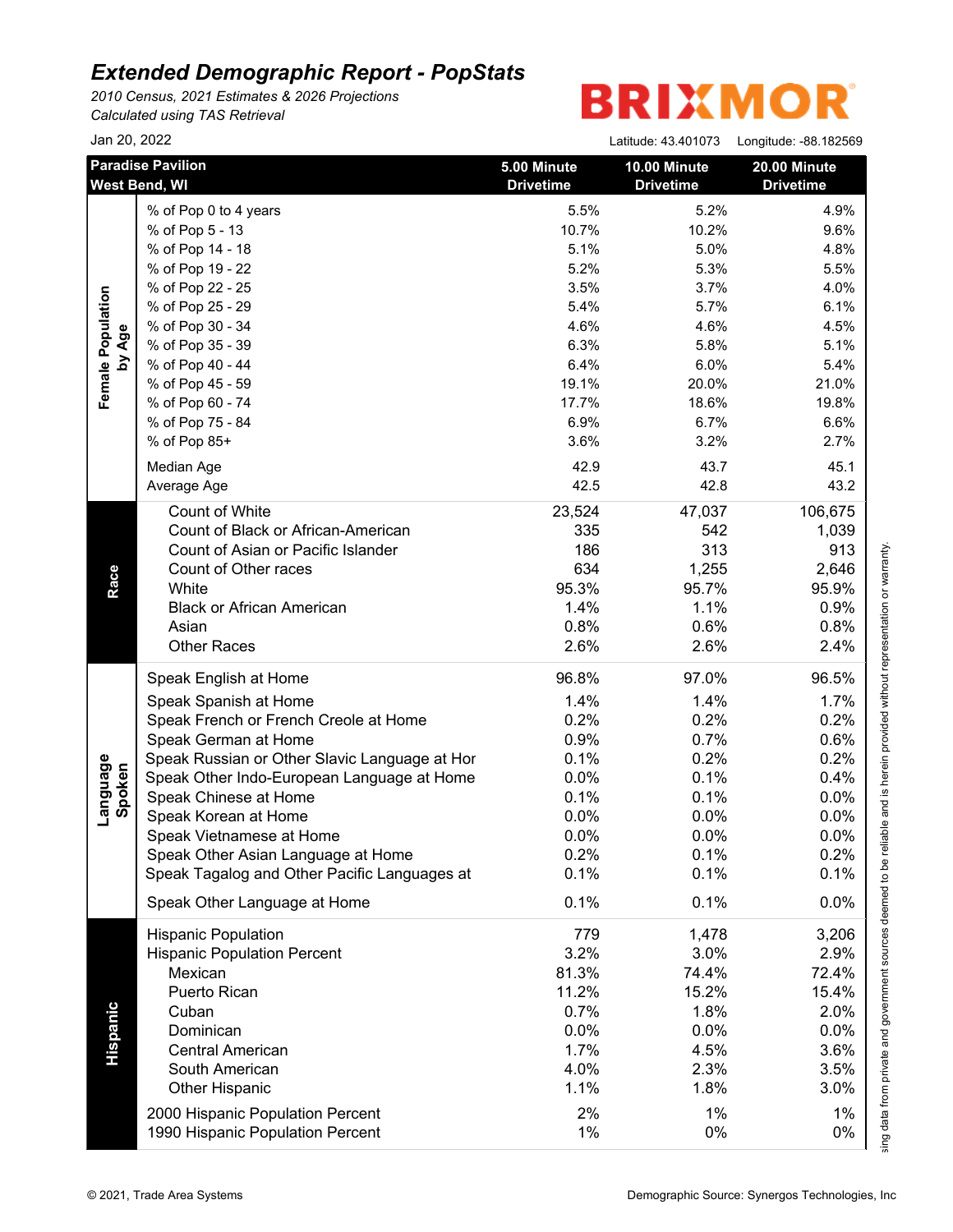# Extended Demographic Report - PopStats

*2010 Census, 2021 Estimates & 2026 Projections*
*Calculated using TAS Retrieval*

BRIXMOR

Jan 20, 2022

Latitude: 43.401073 Longitude: -88.182569

| | Paradise Pavilion West Bend, WI | 5.00 Minute Drivetime | 10.00 Minute Drivetime | 20.00 Minute Drivetime |
|---|---|---|---|---|
| **Female Population by Age** | % of Pop 0 to 4 years | 5.5% | 5.2% | 4.9% |
| | % of Pop 5 - 13 | 10.7% | 10.2% | 9.6% |
| | % of Pop 14 - 18 | 5.1% | 5.0% | 4.8% |
| | % of Pop 19 - 22 | 5.2% | 5.3% | 5.5% |
| | % of Pop 22 - 25 | 3.5% | 3.7% | 4.0% |
| | % of Pop 25 - 29 | 5.4% | 5.7% | 6.1% |
| | % of Pop 30 - 34 | 4.6% | 4.6% | 4.5% |
| | % of Pop 35 - 39 | 6.3% | 5.8% | 5.1% |
| | % of Pop 40 - 44 | 6.4% | 6.0% | 5.4% |
| | % of Pop 45 - 59 | 19.1% | 20.0% | 21.0% |
| | % of Pop 60 - 74 | 17.7% | 18.6% | 19.8% |
| | % of Pop 75 - 84 | 6.9% | 6.7% | 6.6% |
| | % of Pop 85+ | 3.6% | 3.2% | 2.7% |
| | Median Age | 42.9 | 43.7 | 45.1 |
| | Average Age | 42.5 | 42.8 | 43.2 |
| **Race** | Count of White | 23,524 | 47,037 | 106,675 |
| | Count of Black or African-American | 335 | 542 | 1,039 |
| | Count of Asian or Pacific Islander | 186 | 313 | 913 |
| | Count of Other races | 634 | 1,255 | 2,646 |
| | White | 95.3% | 95.7% | 95.9% |
| | Black or African American | 1.4% | 1.1% | 0.9% |
| | Asian | 0.8% | 0.6% | 0.8% |
| | Other Races | 2.6% | 2.6% | 2.4% |
| **Language Spoken** | Speak English at Home | 96.8% | 97.0% | 96.5% |
| | Speak Spanish at Home | 1.4% | 1.4% | 1.7% |
| | Speak French or French Creole at Home | 0.2% | 0.2% | 0.2% |
| | Speak German at Home | 0.9% | 0.7% | 0.6% |
| | Speak Russian or Other Slavic Language at Hor | 0.1% | 0.2% | 0.2% |
| | Speak Other Indo-European Language at Home | 0.0% | 0.1% | 0.4% |
| | Speak Chinese at Home | 0.1% | 0.1% | 0.0% |
| | Speak Korean at Home | 0.0% | 0.0% | 0.0% |
| | Speak Vietnamese at Home | 0.0% | 0.0% | 0.0% |
| | Speak Other Asian Language at Home | 0.2% | 0.1% | 0.2% |
| | Speak Tagalog and Other Pacific Languages at | 0.1% | 0.1% | 0.1% |
| | Speak Other Language at Home | 0.1% | 0.1% | 0.0% |
| **Hispanic** | Hispanic Population | 779 | 1,478 | 3,206 |
| | Hispanic Population Percent | 3.2% | 3.0% | 2.9% |
| | Mexican | 81.3% | 74.4% | 72.4% |
| | Puerto Rican | 11.2% | 15.2% | 15.4% |
| | Cuban | 0.7% | 1.8% | 2.0% |
| | Dominican | 0.0% | 0.0% | 0.0% |
| | Central American | 1.7% | 4.5% | 3.6% |
| | South American | 4.0% | 2.3% | 3.5% |
| | Other Hispanic | 1.1% | 1.8% | 3.0% |
| | 2000 Hispanic Population Percent | 2% | 1% | 1% |
| | 1990 Hispanic Population Percent | 1% | 0% | 0% |

sing data from private and government sources deemed to be reliable and is herein provided without representation or warranty.

© 2021, Trade Area Systems

Demographic Source: Synergos Technologies, Inc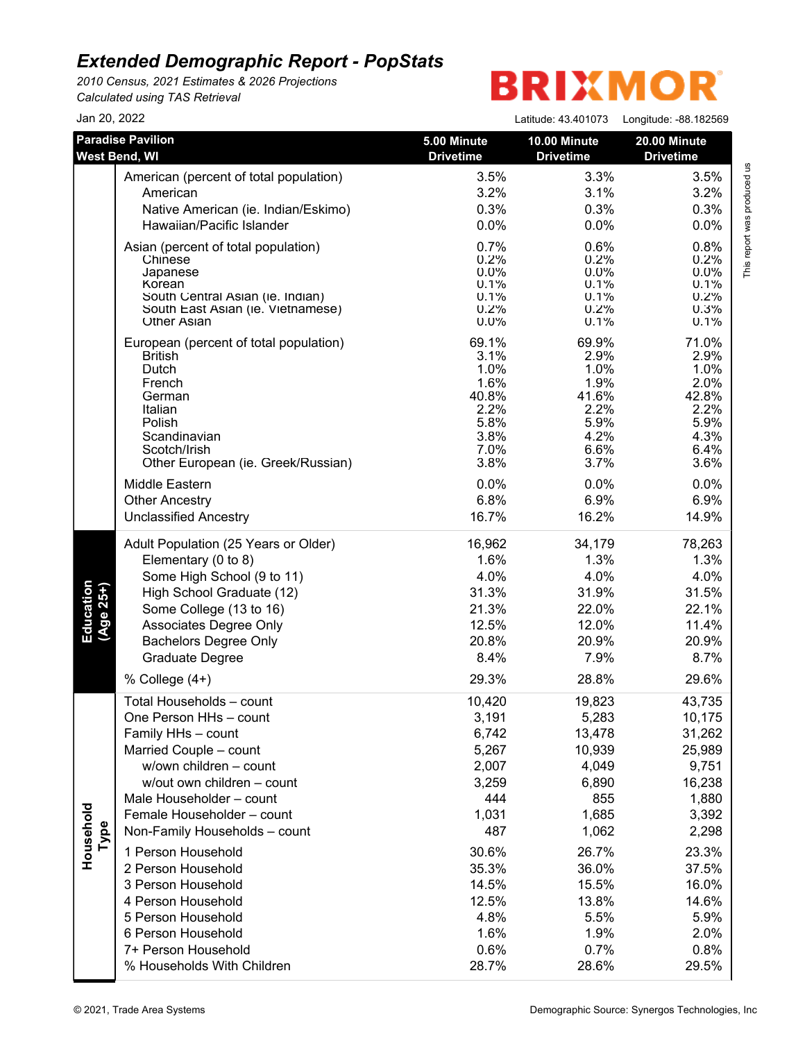# Extended Demographic Report - PopStats

*2010 Census, 2021 Estimates & 2026 Projections*
*Calculated using TAS Retrieval*

BRIXMOR

Jan 20, 2022

Latitude: 43.401073 Longitude: -88.182569

| | Paradise Pavilion West Bend, WI | 5.00 Minute Drivetime | 10.00 Minute Drivetime | 20.00 Minute Drivetime |
|---|---|---|---|---|
| | American (percent of total population) | 3.5% | 3.3% | 3.5% |
| | American | 3.2% | 3.1% | 3.2% |
| | Native American (ie. Indian/Eskimo) | 0.3% | 0.3% | 0.3% |
| | Hawaiian/Pacific Islander | 0.0% | 0.0% | 0.0% |
| | Asian (percent of total population) | 0.7% | 0.6% | 0.8% |
| | Chinese | 0.2% | 0.2% | 0.2% |
| | Japanese | 0.0% | 0.0% | 0.0% |
| | Korean | 0.1% | 0.1% | 0.1% |
| | South Central Asian (ie. Indian) | 0.1% | 0.1% | 0.2% |
| | South East Asian (ie. Vietnamese) | 0.2% | 0.2% | 0.3% |
| | Other Asian | 0.0% | 0.1% | 0.1% |
| | European (percent of total population) | 69.1% | 69.9% | 71.0% |
| | British | 3.1% | 2.9% | 2.9% |
| | Dutch | 1.0% | 1.0% | 1.0% |
| | French | 1.6% | 1.9% | 2.0% |
| | German | 40.8% | 41.6% | 42.8% |
| | Italian | 2.2% | 2.2% | 2.2% |
| | Polish | 5.8% | 5.9% | 5.9% |
| | Scandinavian | 3.8% | 4.2% | 4.3% |
| | Scotch/Irish | 7.0% | 6.6% | 6.4% |
| | Other European (ie. Greek/Russian) | 3.8% | 3.7% | 3.6% |
| | Middle Eastern | 0.0% | 0.0% | 0.0% |
| | Other Ancestry | 6.8% | 6.9% | 6.9% |
| | Unclassified Ancestry | 16.7% | 16.2% | 14.9% |
| Education (Age 25+) | Adult Population (25 Years or Older) | 16,962 | 34,179 | 78,263 |
| | Elementary (0 to 8) | 1.6% | 1.3% | 1.3% |
| | Some High School (9 to 11) | 4.0% | 4.0% | 4.0% |
| | High School Graduate (12) | 31.3% | 31.9% | 31.5% |
| | Some College (13 to 16) | 21.3% | 22.0% | 22.1% |
| | Associates Degree Only | 12.5% | 12.0% | 11.4% |
| | Bachelors Degree Only | 20.8% | 20.9% | 20.9% |
| | Graduate Degree | 8.4% | 7.9% | 8.7% |
| | % College (4+) | 29.3% | 28.8% | 29.6% |
| Household Type | Total Households – count | 10,420 | 19,823 | 43,735 |
| | One Person HHs – count | 3,191 | 5,283 | 10,175 |
| | Family HHs – count | 6,742 | 13,478 | 31,262 |
| | Married Couple – count | 5,267 | 10,939 | 25,989 |
| | w/own children – count | 2,007 | 4,049 | 9,751 |
| | w/out own children – count | 3,259 | 6,890 | 16,238 |
| | Male Householder – count | 444 | 855 | 1,880 |
| | Female Householder – count | 1,031 | 1,685 | 3,392 |
| | Non-Family Households – count | 487 | 1,062 | 2,298 |
| | 1 Person Household | 30.6% | 26.7% | 23.3% |
| | 2 Person Household | 35.3% | 36.0% | 37.5% |
| | 3 Person Household | 14.5% | 15.5% | 16.0% |
| | 4 Person Household | 12.5% | 13.8% | 14.6% |
| | 5 Person Household | 4.8% | 5.5% | 5.9% |
| | 6 Person Household | 1.6% | 1.9% | 2.0% |
| | 7+ Person Household | 0.6% | 0.7% | 0.8% |
| | % Households With Children | 28.7% | 28.6% | 29.5% |

This report was produced us

© 2021, Trade Area Systems

Demographic Source: Synergos Technologies, Inc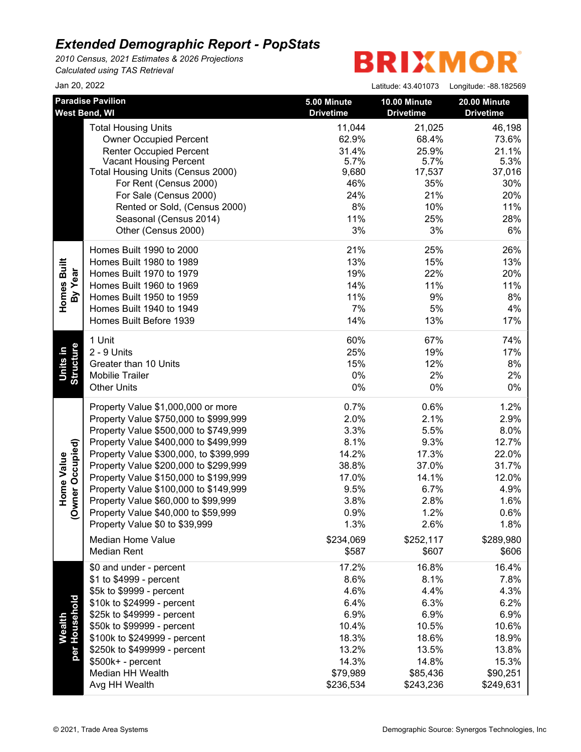# *Extended Demographic Report - PopStats*

*2010 Census, 2021 Estimates & 2026 Projections*
*Calculated using TAS Retrieval*

BRIXMOR

Jan 20, 2022

Latitude: 43.401073 Longitude: -88.182569

| | Paradise Pavilion West Bend, WI | 5.00 Minute Drivetime | 10.00 Minute Drivetime | 20.00 Minute Drivetime |
|---|---|---|---|---|
| | Total Housing Units | 11,044 | 21,025 | 46,198 |
| | Owner Occupied Percent | 62.9% | 68.4% | 73.6% |
| | Renter Occupied Percent | 31.4% | 25.9% | 21.1% |
| | Vacant Housing Percent | 5.7% | 5.7% | 5.3% |
| | Total Housing Units (Census 2000) | 9,680 | 17,537 | 37,016 |
| | For Rent (Census 2000) | 46% | 35% | 30% |
| | For Sale (Census 2000) | 24% | 21% | 20% |
| | Rented or Sold, (Census 2000) | 8% | 10% | 11% |
| | Seasonal (Census 2014) | 11% | 25% | 28% |
| | Other (Census 2000) | 3% | 3% | 6% |
| Homes Built By Year | Homes Built 1990 to 2000 | 21% | 25% | 26% |
| | Homes Built 1980 to 1989 | 13% | 15% | 13% |
| | Homes Built 1970 to 1979 | 19% | 22% | 20% |
| | Homes Built 1960 to 1969 | 14% | 11% | 11% |
| | Homes Built 1950 to 1959 | 11% | 9% | 8% |
| | Homes Built 1940 to 1949 | 7% | 5% | 4% |
| | Homes Built Before 1939 | 14% | 13% | 17% |
| Units in Structure | 1 Unit | 60% | 67% | 74% |
| | 2 - 9 Units | 25% | 19% | 17% |
| | Greater than 10 Units | 15% | 12% | 8% |
| | Mobilie Trailer | 0% | 2% | 2% |
| | Other Units | 0% | 0% | 0% |
| Home Value (Owner Occupied) | Property Value $1,000,000 or more | 0.7% | 0.6% | 1.2% |
| | Property Value $750,000 to $999,999 | 2.0% | 2.1% | 2.9% |
| | Property Value $500,000 to $749,999 | 3.3% | 5.5% | 8.0% |
| | Property Value $400,000 to $499,999 | 8.1% | 9.3% | 12.7% |
| | Property Value $300,000, to $399,999 | 14.2% | 17.3% | 22.0% |
| | Property Value $200,000 to $299,999 | 38.8% | 37.0% | 31.7% |
| | Property Value $150,000 to $199,999 | 17.0% | 14.1% | 12.0% |
| | Property Value $100,000 to $149,999 | 9.5% | 6.7% | 4.9% |
| | Property Value $60,000 to $99,999 | 3.8% | 2.8% | 1.6% |
| | Property Value $40,000 to $59,999 | 0.9% | 1.2% | 0.6% |
| | Property Value $0 to $39,999 | 1.3% | 2.6% | 1.8% |
| | Median Home Value | $234,069 | $252,117 | $289,980 |
| | Median Rent | $587 | $607 | $606 |
| Wealth per Household | $0 and under - percent | 17.2% | 16.8% | 16.4% |
| | $1 to $4999 - percent | 8.6% | 8.1% | 7.8% |
| | $5k to $9999 - percent | 4.6% | 4.4% | 4.3% |
| | $10k to $24999 - percent | 6.4% | 6.3% | 6.2% |
| | $25k to $49999 - percent | 6.9% | 6.9% | 6.9% |
| | $50k to $99999 - percent | 10.4% | 10.5% | 10.6% |
| | $100k to $249999 - percent | 18.3% | 18.6% | 18.9% |
| | $250k to $499999 - percent | 13.2% | 13.5% | 13.8% |
| | $500k+ - percent | 14.3% | 14.8% | 15.3% |
| | Median HH Wealth | $79,989 | $85,436 | $90,251 |
| | Avg HH Wealth | $236,534 | $243,236 | $249,631 |

© 2021, Trade Area Systems

Demographic Source: Synergos Technologies, Inc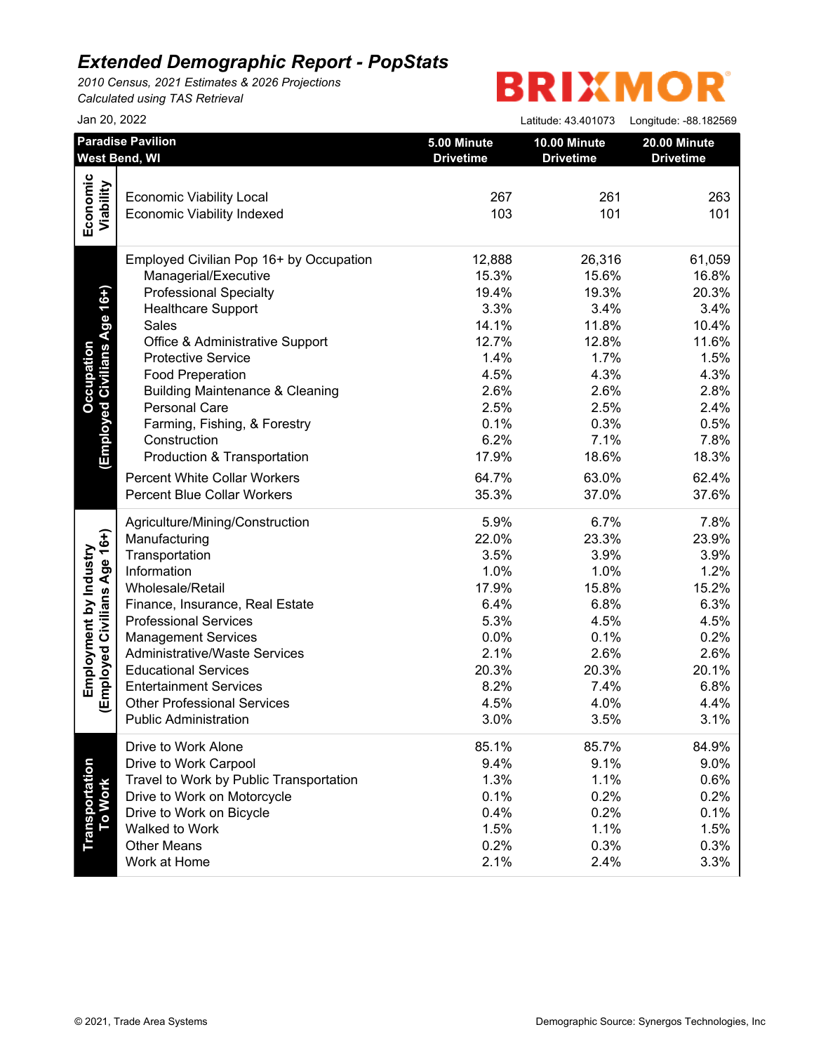# Extended Demographic Report - PopStats

*2010 Census, 2021 Estimates & 2026 Projections*
*Calculated using TAS Retrieval*

BRIXMOR

Jan 20, 2022

Latitude: 43.401073 Longitude: -88.182569

| Paradise Pavilion West Bend, WI | | 5.00 Minute Drivetime | 10.00 Minute Drivetime | 20.00 Minute Drivetime |
|---|---|---|---|---|
| Economic Viability | Economic Viability Local | 267 | 261 | 263 |
| | Economic Viability Indexed | 103 | 101 | 101 |
| Occupation (Employed Civilians Age 16+) | Employed Civilian Pop 16+ by Occupation | 12,888 | 26,316 | 61,059 |
| | Managerial/Executive | 15.3% | 15.6% | 16.8% |
| | Professional Specialty | 19.4% | 19.3% | 20.3% |
| | Healthcare Support | 3.3% | 3.4% | 3.4% |
| | Sales | 14.1% | 11.8% | 10.4% |
| | Office & Administrative Support | 12.7% | 12.8% | 11.6% |
| | Protective Service | 1.4% | 1.7% | 1.5% |
| | Food Preperation | 4.5% | 4.3% | 4.3% |
| | Building Maintenance & Cleaning | 2.6% | 2.6% | 2.8% |
| | Personal Care | 2.5% | 2.5% | 2.4% |
| | Farming, Fishing, & Forestry | 0.1% | 0.3% | 0.5% |
| | Construction | 6.2% | 7.1% | 7.8% |
| | Production & Transportation | 17.9% | 18.6% | 18.3% |
| | Percent White Collar Workers | 64.7% | 63.0% | 62.4% |
| | Percent Blue Collar Workers | 35.3% | 37.0% | 37.6% |
| Employment by Industry (Employed Civilians Age 16+) | Agriculture/Mining/Construction | 5.9% | 6.7% | 7.8% |
| | Manufacturing | 22.0% | 23.3% | 23.9% |
| | Transportation | 3.5% | 3.9% | 3.9% |
| | Information | 1.0% | 1.0% | 1.2% |
| | Wholesale/Retail | 17.9% | 15.8% | 15.2% |
| | Finance, Insurance, Real Estate | 6.4% | 6.8% | 6.3% |
| | Professional Services | 5.3% | 4.5% | 4.5% |
| | Management Services | 0.0% | 0.1% | 0.2% |
| | Administrative/Waste Services | 2.1% | 2.6% | 2.6% |
| | Educational Services | 20.3% | 20.3% | 20.1% |
| | Entertainment Services | 8.2% | 7.4% | 6.8% |
| | Other Professional Services | 4.5% | 4.0% | 4.4% |
| | Public Administration | 3.0% | 3.5% | 3.1% |
| Transportation To Work | Drive to Work Alone | 85.1% | 85.7% | 84.9% |
| | Drive to Work Carpool | 9.4% | 9.1% | 9.0% |
| | Travel to Work by Public Transportation | 1.3% | 1.1% | 0.6% |
| | Drive to Work on Motorcycle | 0.1% | 0.2% | 0.2% |
| | Drive to Work on Bicycle | 0.4% | 0.2% | 0.1% |
| | Walked to Work | 1.5% | 1.1% | 1.5% |
| | Other Means | 0.2% | 0.3% | 0.3% |
| | Work at Home | 2.1% | 2.4% | 3.3% |

© 2021, Trade Area Systems

Demographic Source: Synergos Technologies, Inc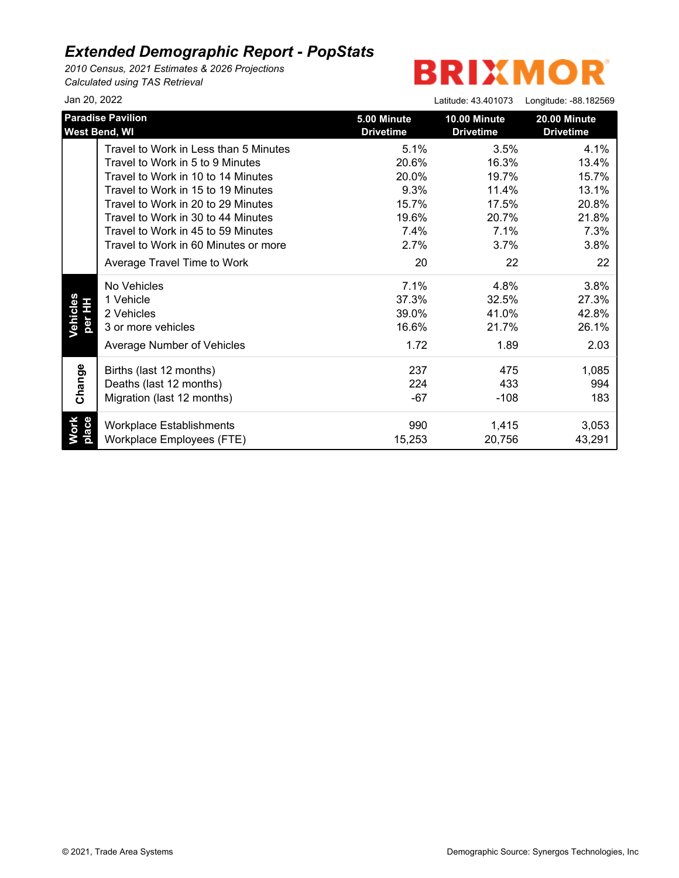## *Extended Demographic Report - PopStats*

*2010 Census, 2021 Estimates & 2026 Projections*
*Calculated using TAS Retrieval*

BRIXMOR

Jan 20, 2022

Latitude: 43.401073 Longitude: -88.182569

| | Paradise Pavilion West Bend, WI | 5.00 Minute Drivetime | 10.00 Minute Drivetime | 20.00 Minute Drivetime |
|---|---|---|---|---|
| | Travel to Work in Less than 5 Minutes | 5.1% | 3.5% | 4.1% |
| | Travel to Work in 5 to 9 Minutes | 20.6% | 16.3% | 13.4% |
| | Travel to Work in 10 to 14 Minutes | 20.0% | 19.7% | 15.7% |
| | Travel to Work in 15 to 19 Minutes | 9.3% | 11.4% | 13.1% |
| | Travel to Work in 20 to 29 Minutes | 15.7% | 17.5% | 20.8% |
| | Travel to Work in 30 to 44 Minutes | 19.6% | 20.7% | 21.8% |
| | Travel to Work in 45 to 59 Minutes | 7.4% | 7.1% | 7.3% |
| | Travel to Work in 60 Minutes or more | 2.7% | 3.7% | 3.8% |
| | Average Travel Time to Work | 20 | 22 | 22 |
| Vehicles per HH | No Vehicles | 7.1% | 4.8% | 3.8% |
| | 1 Vehicle | 37.3% | 32.5% | 27.3% |
| | 2 Vehicles | 39.0% | 41.0% | 42.8% |
| | 3 or more vehicles | 16.6% | 21.7% | 26.1% |
| | Average Number of Vehicles | 1.72 | 1.89 | 2.03 |
| Change | Births (last 12 months) | 237 | 475 | 1,085 |
| | Deaths (last 12 months) | 224 | 433 | 994 |
| | Migration (last 12 months) | -67 | -108 | 183 |
| Work place | Workplace Establishments | 990 | 1,415 | 3,053 |
| | Workplace Employees (FTE) | 15,253 | 20,756 | 43,291 |

© 2021, Trade Area Systems

Demographic Source: Synergos Technologies, Inc